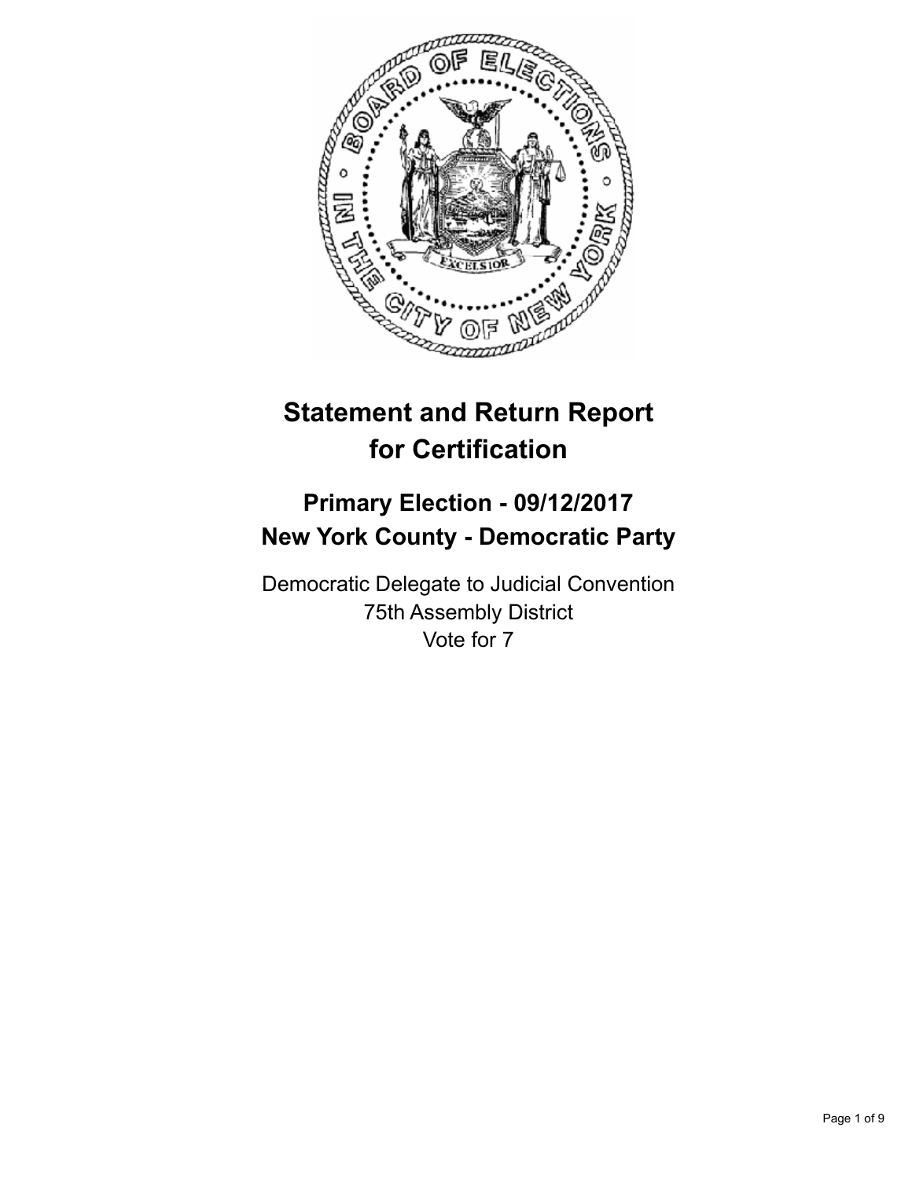# Statement and Return Report for Certification

## Primary Election - 09/12/2017
## New York County - Democratic Party

Democratic Delegate to Judicial Convention
75th Assembly District
Vote for 7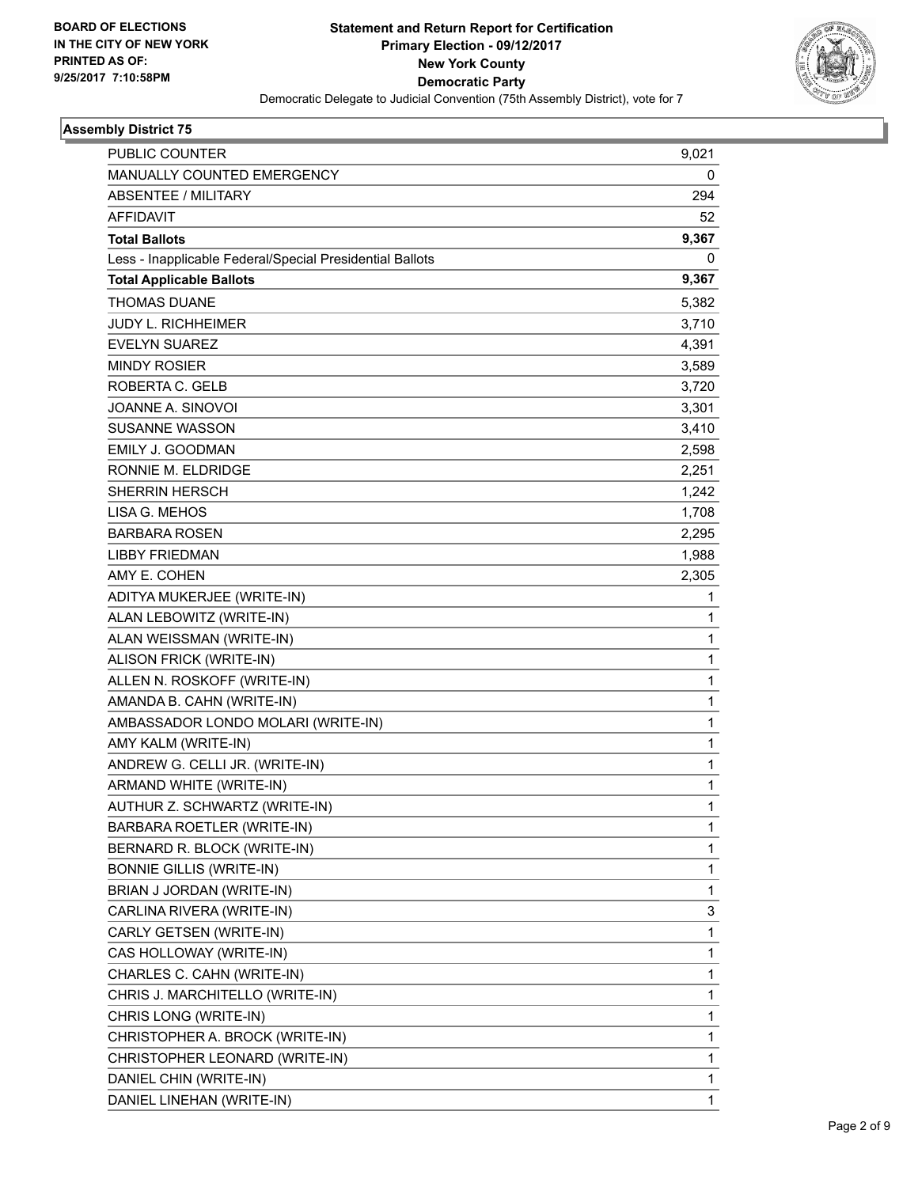BOARD OF ELECTIONS
IN THE CITY OF NEW YORK
PRINTED AS OF:
9/25/2017 7:10:58PM

**Statement and Return Report for Certification**
**Primary Election - 09/12/2017**
**New York County**
**Democratic Party**
Democratic Delegate to Judicial Convention (75th Assembly District), vote for 7

### Assembly District 75

| | |
|---|---|
| PUBLIC COUNTER | 9,021 |
| MANUALLY COUNTED EMERGENCY | 0 |
| ABSENTEE / MILITARY | 294 |
| AFFIDAVIT | 52 |
| **Total Ballots** | **9,367** |
| Less - Inapplicable Federal/Special Presidential Ballots | 0 |
| **Total Applicable Ballots** | **9,367** |
| THOMAS DUANE | 5,382 |
| JUDY L. RICHHEIMER | 3,710 |
| EVELYN SUAREZ | 4,391 |
| MINDY ROSIER | 3,589 |
| ROBERTA C. GELB | 3,720 |
| JOANNE A. SINOVOI | 3,301 |
| SUSANNE WASSON | 3,410 |
| EMILY J. GOODMAN | 2,598 |
| RONNIE M. ELDRIDGE | 2,251 |
| SHERRIN HERSCH | 1,242 |
| LISA G. MEHOS | 1,708 |
| BARBARA ROSEN | 2,295 |
| LIBBY FRIEDMAN | 1,988 |
| AMY E. COHEN | 2,305 |
| ADITYA MUKERJEE (WRITE-IN) | 1 |
| ALAN LEBOWITZ (WRITE-IN) | 1 |
| ALAN WEISSMAN (WRITE-IN) | 1 |
| ALISON FRICK (WRITE-IN) | 1 |
| ALLEN N. ROSKOFF (WRITE-IN) | 1 |
| AMANDA B. CAHN (WRITE-IN) | 1 |
| AMBASSADOR LONDO MOLARI (WRITE-IN) | 1 |
| AMY KALM (WRITE-IN) | 1 |
| ANDREW G. CELLI JR. (WRITE-IN) | 1 |
| ARMAND WHITE (WRITE-IN) | 1 |
| AUTHUR Z. SCHWARTZ (WRITE-IN) | 1 |
| BARBARA ROETLER (WRITE-IN) | 1 |
| BERNARD R. BLOCK (WRITE-IN) | 1 |
| BONNIE GILLIS (WRITE-IN) | 1 |
| BRIAN J JORDAN (WRITE-IN) | 1 |
| CARLINA RIVERA (WRITE-IN) | 3 |
| CARLY GETSEN (WRITE-IN) | 1 |
| CAS HOLLOWAY (WRITE-IN) | 1 |
| CHARLES C. CAHN (WRITE-IN) | 1 |
| CHRIS J. MARCHITELLO (WRITE-IN) | 1 |
| CHRIS LONG (WRITE-IN) | 1 |
| CHRISTOPHER A. BROCK (WRITE-IN) | 1 |
| CHRISTOPHER LEONARD (WRITE-IN) | 1 |
| DANIEL CHIN (WRITE-IN) | 1 |
| DANIEL LINEHAN (WRITE-IN) | 1 |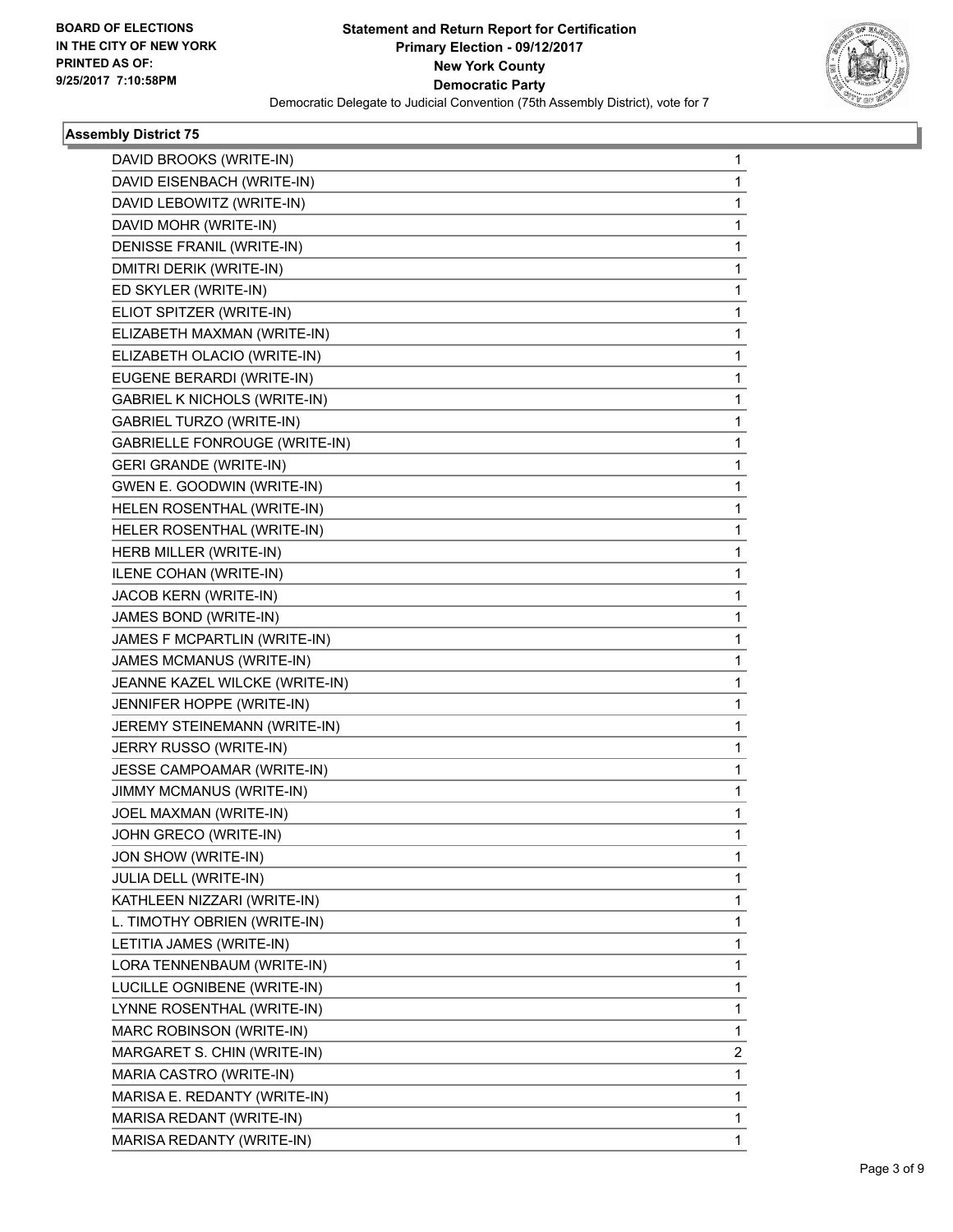BOARD OF ELECTIONS
IN THE CITY OF NEW YORK
PRINTED AS OF:
9/25/2017 7:10:58PM

**Statement and Return Report for Certification**
**Primary Election - 09/12/2017**
**New York County**
**Democratic Party**
Democratic Delegate to Judicial Convention (75th Assembly District), vote for 7

### Assembly District 75

| | |
|---|---|
| DAVID BROOKS (WRITE-IN) | 1 |
| DAVID EISENBACH (WRITE-IN) | 1 |
| DAVID LEBOWITZ (WRITE-IN) | 1 |
| DAVID MOHR (WRITE-IN) | 1 |
| DENISSE FRANIL (WRITE-IN) | 1 |
| DMITRI DERIK (WRITE-IN) | 1 |
| ED SKYLER (WRITE-IN) | 1 |
| ELIOT SPITZER (WRITE-IN) | 1 |
| ELIZABETH MAXMAN (WRITE-IN) | 1 |
| ELIZABETH OLACIO (WRITE-IN) | 1 |
| EUGENE BERARDI (WRITE-IN) | 1 |
| GABRIEL K NICHOLS (WRITE-IN) | 1 |
| GABRIEL TURZO (WRITE-IN) | 1 |
| GABRIELLE FONROUGE (WRITE-IN) | 1 |
| GERI GRANDE (WRITE-IN) | 1 |
| GWEN E. GOODWIN (WRITE-IN) | 1 |
| HELEN ROSENTHAL (WRITE-IN) | 1 |
| HELER ROSENTHAL (WRITE-IN) | 1 |
| HERB MILLER (WRITE-IN) | 1 |
| ILENE COHAN (WRITE-IN) | 1 |
| JACOB KERN (WRITE-IN) | 1 |
| JAMES BOND (WRITE-IN) | 1 |
| JAMES F MCPARTLIN (WRITE-IN) | 1 |
| JAMES MCMANUS (WRITE-IN) | 1 |
| JEANNE KAZEL WILCKE (WRITE-IN) | 1 |
| JENNIFER HOPPE (WRITE-IN) | 1 |
| JEREMY STEINEMANN (WRITE-IN) | 1 |
| JERRY RUSSO (WRITE-IN) | 1 |
| JESSE CAMPOAMAR (WRITE-IN) | 1 |
| JIMMY MCMANUS (WRITE-IN) | 1 |
| JOEL MAXMAN (WRITE-IN) | 1 |
| JOHN GRECO (WRITE-IN) | 1 |
| JON SHOW (WRITE-IN) | 1 |
| JULIA DELL (WRITE-IN) | 1 |
| KATHLEEN NIZZARI (WRITE-IN) | 1 |
| L. TIMOTHY OBRIEN (WRITE-IN) | 1 |
| LETITIA JAMES (WRITE-IN) | 1 |
| LORA TENNENBAUM (WRITE-IN) | 1 |
| LUCILLE OGNIBENE (WRITE-IN) | 1 |
| LYNNE ROSENTHAL (WRITE-IN) | 1 |
| MARC ROBINSON (WRITE-IN) | 1 |
| MARGARET S. CHIN (WRITE-IN) | 2 |
| MARIA CASTRO (WRITE-IN) | 1 |
| MARISA E. REDANTY (WRITE-IN) | 1 |
| MARISA REDANT (WRITE-IN) | 1 |
| MARISA REDANTY (WRITE-IN) | 1 |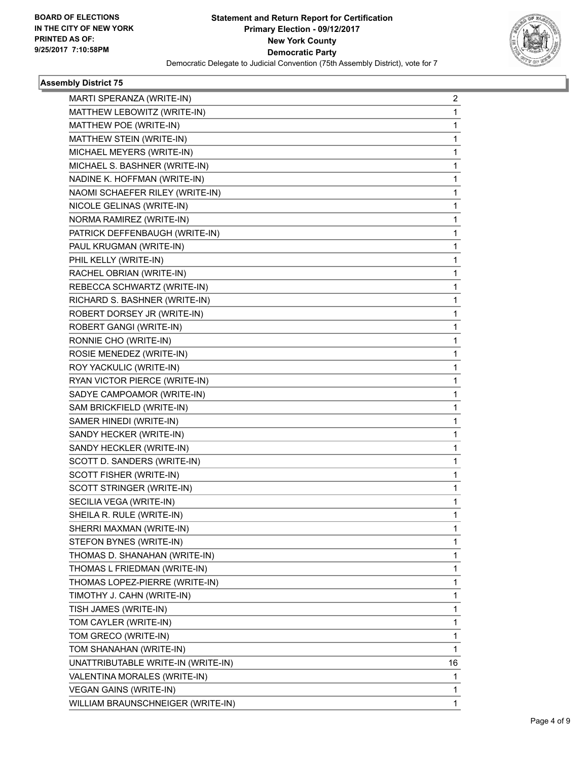BOARD OF ELECTIONS
IN THE CITY OF NEW YORK
PRINTED AS OF:
9/25/2017 7:10:58PM

**Statement and Return Report for Certification**
**Primary Election - 09/12/2017**
**New York County**
**Democratic Party**
Democratic Delegate to Judicial Convention (75th Assembly District), vote for 7

### Assembly District 75

| | |
|---|---|
| MARTI SPERANZA (WRITE-IN) | 2 |
| MATTHEW LEBOWITZ (WRITE-IN) | 1 |
| MATTHEW POE (WRITE-IN) | 1 |
| MATTHEW STEIN (WRITE-IN) | 1 |
| MICHAEL MEYERS (WRITE-IN) | 1 |
| MICHAEL S. BASHNER (WRITE-IN) | 1 |
| NADINE K. HOFFMAN (WRITE-IN) | 1 |
| NAOMI SCHAEFER RILEY (WRITE-IN) | 1 |
| NICOLE GELINAS (WRITE-IN) | 1 |
| NORMA RAMIREZ (WRITE-IN) | 1 |
| PATRICK DEFFENBAUGH (WRITE-IN) | 1 |
| PAUL KRUGMAN (WRITE-IN) | 1 |
| PHIL KELLY (WRITE-IN) | 1 |
| RACHEL OBRIAN (WRITE-IN) | 1 |
| REBECCA SCHWARTZ (WRITE-IN) | 1 |
| RICHARD S. BASHNER (WRITE-IN) | 1 |
| ROBERT DORSEY JR (WRITE-IN) | 1 |
| ROBERT GANGI (WRITE-IN) | 1 |
| RONNIE CHO (WRITE-IN) | 1 |
| ROSIE MENEDEZ (WRITE-IN) | 1 |
| ROY YACKULIC (WRITE-IN) | 1 |
| RYAN VICTOR PIERCE (WRITE-IN) | 1 |
| SADYE CAMPOAMOR (WRITE-IN) | 1 |
| SAM BRICKFIELD (WRITE-IN) | 1 |
| SAMER HINEDI (WRITE-IN) | 1 |
| SANDY HECKER (WRITE-IN) | 1 |
| SANDY HECKLER (WRITE-IN) | 1 |
| SCOTT D. SANDERS (WRITE-IN) | 1 |
| SCOTT FISHER (WRITE-IN) | 1 |
| SCOTT STRINGER (WRITE-IN) | 1 |
| SECILIA VEGA (WRITE-IN) | 1 |
| SHEILA R. RULE (WRITE-IN) | 1 |
| SHERRI MAXMAN (WRITE-IN) | 1 |
| STEFON BYNES (WRITE-IN) | 1 |
| THOMAS D. SHANAHAN (WRITE-IN) | 1 |
| THOMAS L FRIEDMAN (WRITE-IN) | 1 |
| THOMAS LOPEZ-PIERRE (WRITE-IN) | 1 |
| TIMOTHY J. CAHN (WRITE-IN) | 1 |
| TISH JAMES (WRITE-IN) | 1 |
| TOM CAYLER (WRITE-IN) | 1 |
| TOM GRECO (WRITE-IN) | 1 |
| TOM SHANAHAN (WRITE-IN) | 1 |
| UNATTRIBUTABLE WRITE-IN (WRITE-IN) | 16 |
| VALENTINA MORALES (WRITE-IN) | 1 |
| VEGAN GAINS (WRITE-IN) | 1 |
| WILLIAM BRAUNSCHNEIGER (WRITE-IN) | 1 |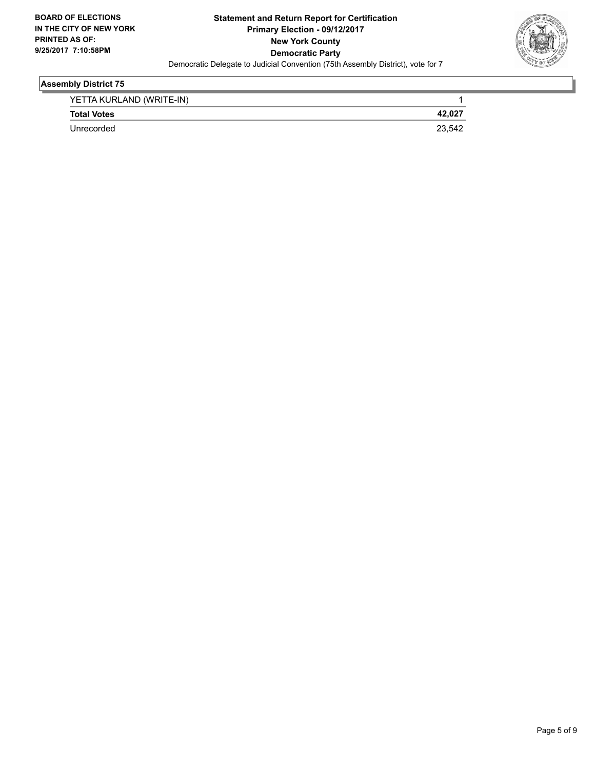BOARD OF ELECTIONS IN THE CITY OF NEW YORK PRINTED AS OF: 9/25/2017 7:10:58PM

**Statement and Return Report for Certification**
**Primary Election - 09/12/2017**
**New York County**
**Democratic Party**
Democratic Delegate to Judicial Convention (75th Assembly District), vote for 7

## Assembly District 75

| | |
|---|---|
| YETTA KURLAND (WRITE-IN) | 1 |
| **Total Votes** | **42,027** |
| Unrecorded | 23,542 |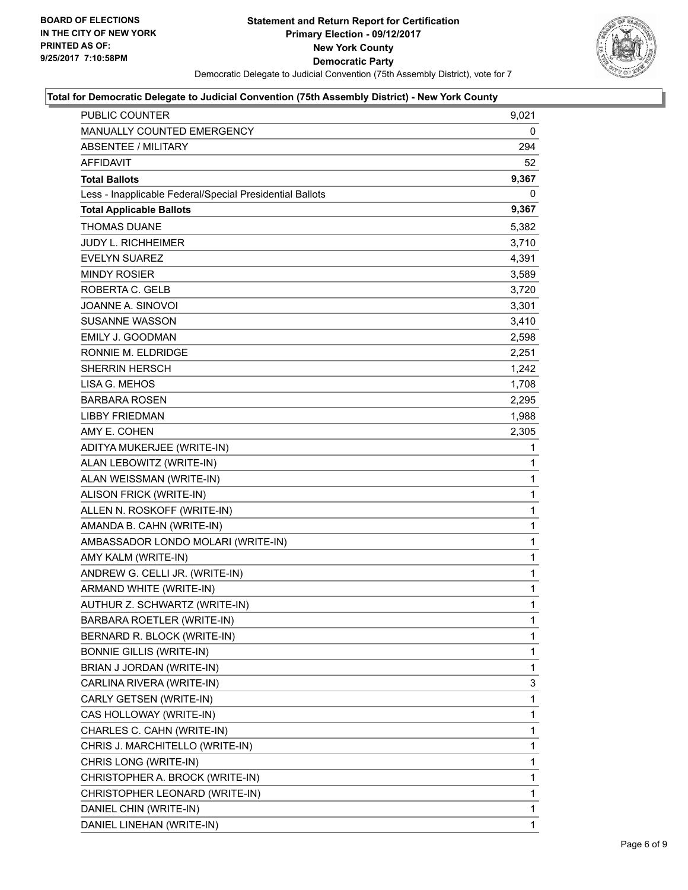**BOARD OF ELECTIONS IN THE CITY OF NEW YORK PRINTED AS OF: 9/25/2017 7:10:58PM**

# Statement and Return Report for Certification
## Primary Election - 09/12/2017
## New York County
## Democratic Party

Democratic Delegate to Judicial Convention (75th Assembly District), vote for 7

### Total for Democratic Delegate to Judicial Convention (75th Assembly District) - New York County

| | |
|---|---|
| PUBLIC COUNTER | 9,021 |
| MANUALLY COUNTED EMERGENCY | 0 |
| ABSENTEE / MILITARY | 294 |
| AFFIDAVIT | 52 |
| **Total Ballots** | **9,367** |
| Less - Inapplicable Federal/Special Presidential Ballots | 0 |
| **Total Applicable Ballots** | **9,367** |
| THOMAS DUANE | 5,382 |
| JUDY L. RICHHEIMER | 3,710 |
| EVELYN SUAREZ | 4,391 |
| MINDY ROSIER | 3,589 |
| ROBERTA C. GELB | 3,720 |
| JOANNE A. SINOVOI | 3,301 |
| SUSANNE WASSON | 3,410 |
| EMILY J. GOODMAN | 2,598 |
| RONNIE M. ELDRIDGE | 2,251 |
| SHERRIN HERSCH | 1,242 |
| LISA G. MEHOS | 1,708 |
| BARBARA ROSEN | 2,295 |
| LIBBY FRIEDMAN | 1,988 |
| AMY E. COHEN | 2,305 |
| ADITYA MUKERJEE (WRITE-IN) | 1 |
| ALAN LEBOWITZ (WRITE-IN) | 1 |
| ALAN WEISSMAN (WRITE-IN) | 1 |
| ALISON FRICK (WRITE-IN) | 1 |
| ALLEN N. ROSKOFF (WRITE-IN) | 1 |
| AMANDA B. CAHN (WRITE-IN) | 1 |
| AMBASSADOR LONDO MOLARI (WRITE-IN) | 1 |
| AMY KALM (WRITE-IN) | 1 |
| ANDREW G. CELLI JR. (WRITE-IN) | 1 |
| ARMAND WHITE (WRITE-IN) | 1 |
| AUTHUR Z. SCHWARTZ (WRITE-IN) | 1 |
| BARBARA ROETLER (WRITE-IN) | 1 |
| BERNARD R. BLOCK (WRITE-IN) | 1 |
| BONNIE GILLIS (WRITE-IN) | 1 |
| BRIAN J JORDAN (WRITE-IN) | 1 |
| CARLINA RIVERA (WRITE-IN) | 3 |
| CARLY GETSEN (WRITE-IN) | 1 |
| CAS HOLLOWAY (WRITE-IN) | 1 |
| CHARLES C. CAHN (WRITE-IN) | 1 |
| CHRIS J. MARCHITELLO (WRITE-IN) | 1 |
| CHRIS LONG (WRITE-IN) | 1 |
| CHRISTOPHER A. BROCK (WRITE-IN) | 1 |
| CHRISTOPHER LEONARD (WRITE-IN) | 1 |
| DANIEL CHIN (WRITE-IN) | 1 |
| DANIEL LINEHAN (WRITE-IN) | 1 |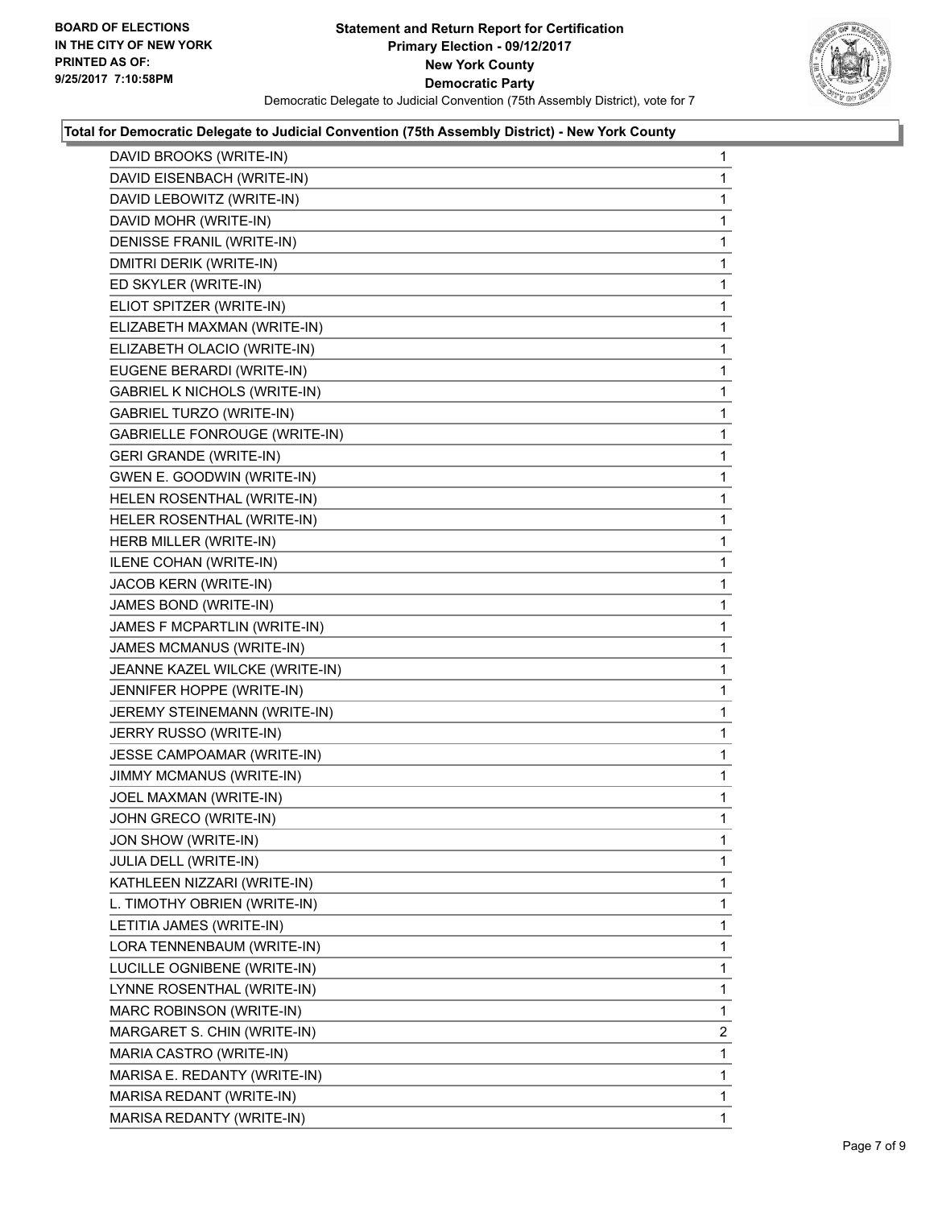**BOARD OF ELECTIONS IN THE CITY OF NEW YORK PRINTED AS OF: 9/25/2017 7:10:58PM**

# Statement and Return Report for Certification
## Primary Election - 09/12/2017
## New York County
## Democratic Party
Democratic Delegate to Judicial Convention (75th Assembly District), vote for 7

### Total for Democratic Delegate to Judicial Convention (75th Assembly District) - New York County

| | |
|---|---|
| DAVID BROOKS (WRITE-IN) | 1 |
| DAVID EISENBACH (WRITE-IN) | 1 |
| DAVID LEBOWITZ (WRITE-IN) | 1 |
| DAVID MOHR (WRITE-IN) | 1 |
| DENISSE FRANIL (WRITE-IN) | 1 |
| DMITRI DERIK (WRITE-IN) | 1 |
| ED SKYLER (WRITE-IN) | 1 |
| ELIOT SPITZER (WRITE-IN) | 1 |
| ELIZABETH MAXMAN (WRITE-IN) | 1 |
| ELIZABETH OLACIO (WRITE-IN) | 1 |
| EUGENE BERARDI (WRITE-IN) | 1 |
| GABRIEL K NICHOLS (WRITE-IN) | 1 |
| GABRIEL TURZO (WRITE-IN) | 1 |
| GABRIELLE FONROUGE (WRITE-IN) | 1 |
| GERI GRANDE (WRITE-IN) | 1 |
| GWEN E. GOODWIN (WRITE-IN) | 1 |
| HELEN ROSENTHAL (WRITE-IN) | 1 |
| HELER ROSENTHAL (WRITE-IN) | 1 |
| HERB MILLER (WRITE-IN) | 1 |
| ILENE COHAN (WRITE-IN) | 1 |
| JACOB KERN (WRITE-IN) | 1 |
| JAMES BOND (WRITE-IN) | 1 |
| JAMES F MCPARTLIN (WRITE-IN) | 1 |
| JAMES MCMANUS (WRITE-IN) | 1 |
| JEANNE KAZEL WILCKE (WRITE-IN) | 1 |
| JENNIFER HOPPE (WRITE-IN) | 1 |
| JEREMY STEINEMANN (WRITE-IN) | 1 |
| JERRY RUSSO (WRITE-IN) | 1 |
| JESSE CAMPOAMAR (WRITE-IN) | 1 |
| JIMMY MCMANUS (WRITE-IN) | 1 |
| JOEL MAXMAN (WRITE-IN) | 1 |
| JOHN GRECO (WRITE-IN) | 1 |
| JON SHOW (WRITE-IN) | 1 |
| JULIA DELL (WRITE-IN) | 1 |
| KATHLEEN NIZZARI (WRITE-IN) | 1 |
| L. TIMOTHY OBRIEN (WRITE-IN) | 1 |
| LETITIA JAMES (WRITE-IN) | 1 |
| LORA TENNENBAUM (WRITE-IN) | 1 |
| LUCILLE OGNIBENE (WRITE-IN) | 1 |
| LYNNE ROSENTHAL (WRITE-IN) | 1 |
| MARC ROBINSON (WRITE-IN) | 1 |
| MARGARET S. CHIN (WRITE-IN) | 2 |
| MARIA CASTRO (WRITE-IN) | 1 |
| MARISA E. REDANTY (WRITE-IN) | 1 |
| MARISA REDANT (WRITE-IN) | 1 |
| MARISA REDANTY (WRITE-IN) | 1 |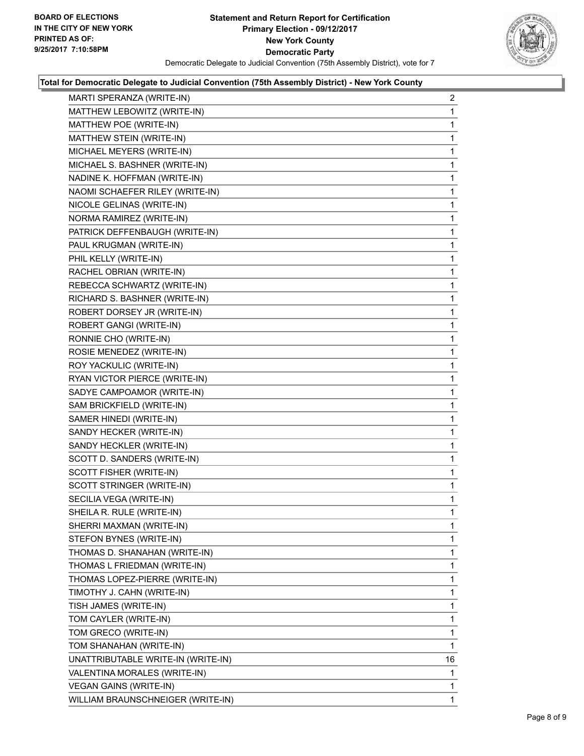**BOARD OF ELECTIONS IN THE CITY OF NEW YORK PRINTED AS OF: 9/25/2017 7:10:58PM**

# Statement and Return Report for Certification
## Primary Election - 09/12/2017
## New York County
## Democratic Party

Democratic Delegate to Judicial Convention (75th Assembly District), vote for 7

### Total for Democratic Delegate to Judicial Convention (75th Assembly District) - New York County

| Candidate | Votes |
|---|---|
| MARTI SPERANZA (WRITE-IN) | 2 |
| MATTHEW LEBOWITZ (WRITE-IN) | 1 |
| MATTHEW POE (WRITE-IN) | 1 |
| MATTHEW STEIN (WRITE-IN) | 1 |
| MICHAEL MEYERS (WRITE-IN) | 1 |
| MICHAEL S. BASHNER (WRITE-IN) | 1 |
| NADINE K. HOFFMAN (WRITE-IN) | 1 |
| NAOMI SCHAEFER RILEY (WRITE-IN) | 1 |
| NICOLE GELINAS (WRITE-IN) | 1 |
| NORMA RAMIREZ (WRITE-IN) | 1 |
| PATRICK DEFFENBAUGH (WRITE-IN) | 1 |
| PAUL KRUGMAN (WRITE-IN) | 1 |
| PHIL KELLY (WRITE-IN) | 1 |
| RACHEL OBRIAN (WRITE-IN) | 1 |
| REBECCA SCHWARTZ (WRITE-IN) | 1 |
| RICHARD S. BASHNER (WRITE-IN) | 1 |
| ROBERT DORSEY JR (WRITE-IN) | 1 |
| ROBERT GANGI (WRITE-IN) | 1 |
| RONNIE CHO (WRITE-IN) | 1 |
| ROSIE MENEDEZ (WRITE-IN) | 1 |
| ROY YACKULIC (WRITE-IN) | 1 |
| RYAN VICTOR PIERCE (WRITE-IN) | 1 |
| SADYE CAMPOAMOR (WRITE-IN) | 1 |
| SAM BRICKFIELD (WRITE-IN) | 1 |
| SAMER HINEDI (WRITE-IN) | 1 |
| SANDY HECKER (WRITE-IN) | 1 |
| SANDY HECKLER (WRITE-IN) | 1 |
| SCOTT D. SANDERS (WRITE-IN) | 1 |
| SCOTT FISHER (WRITE-IN) | 1 |
| SCOTT STRINGER (WRITE-IN) | 1 |
| SECILIA VEGA (WRITE-IN) | 1 |
| SHEILA R. RULE (WRITE-IN) | 1 |
| SHERRI MAXMAN (WRITE-IN) | 1 |
| STEFON BYNES (WRITE-IN) | 1 |
| THOMAS D. SHANAHAN (WRITE-IN) | 1 |
| THOMAS L FRIEDMAN (WRITE-IN) | 1 |
| THOMAS LOPEZ-PIERRE (WRITE-IN) | 1 |
| TIMOTHY J. CAHN (WRITE-IN) | 1 |
| TISH JAMES (WRITE-IN) | 1 |
| TOM CAYLER (WRITE-IN) | 1 |
| TOM GRECO (WRITE-IN) | 1 |
| TOM SHANAHAN (WRITE-IN) | 1 |
| UNATTRIBUTABLE WRITE-IN (WRITE-IN) | 16 |
| VALENTINA MORALES (WRITE-IN) | 1 |
| VEGAN GAINS (WRITE-IN) | 1 |
| WILLIAM BRAUNSCHNEIGER (WRITE-IN) | 1 |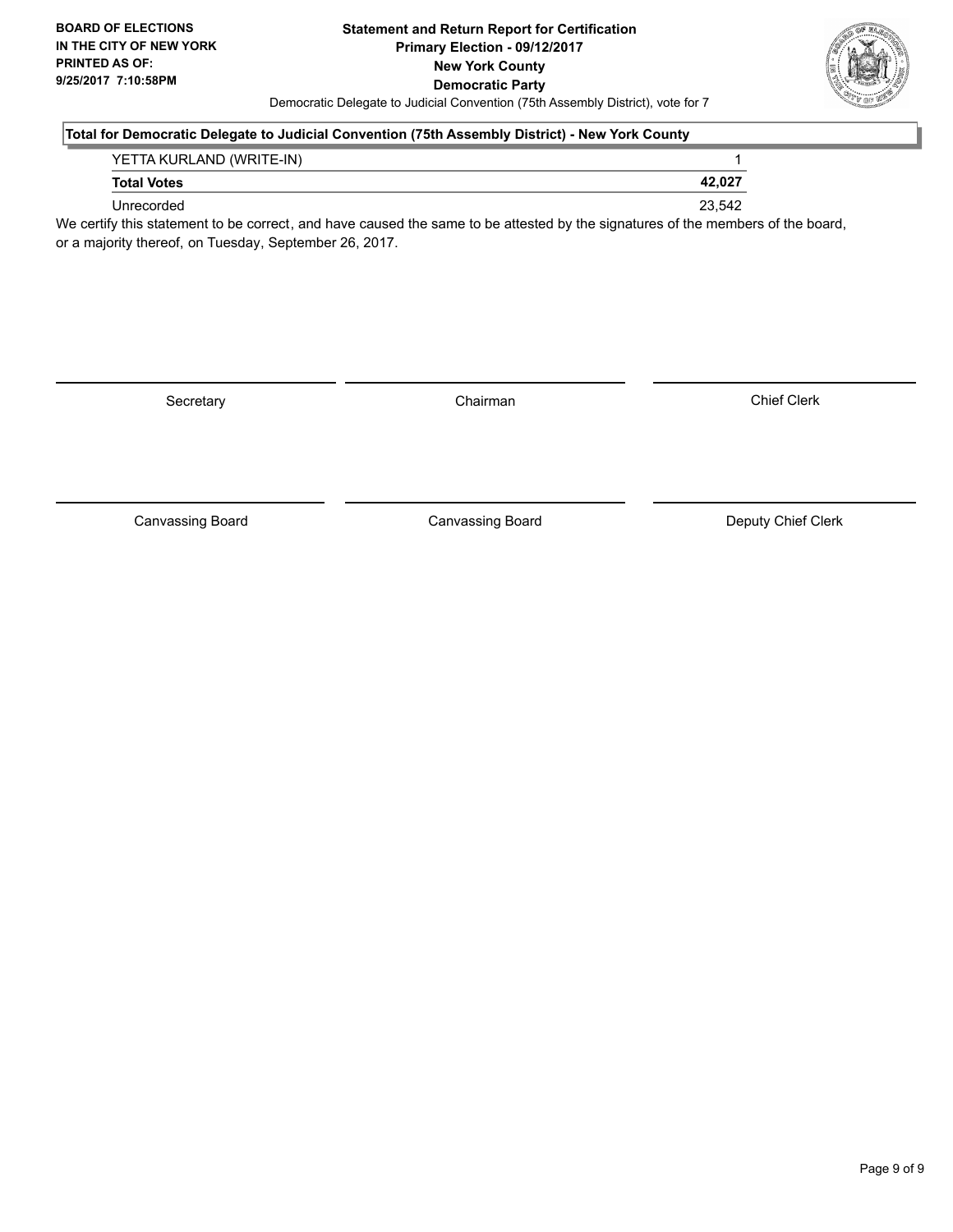**Total for Democratic Delegate to Judicial Convention (75th Assembly District) - New York County**

| | |
|---|---|
| YETTA KURLAND (WRITE-IN) | 1 |
| **Total Votes** | **42,027** |
| Unrecorded | 23,542 |

We certify this statement to be correct, and have caused the same to be attested by the signatures of the members of the board, or a majority thereof, on Tuesday, September 26, 2017.

Secretary

Chairman

Chief Clerk

Canvassing Board

Canvassing Board

Deputy Chief Clerk